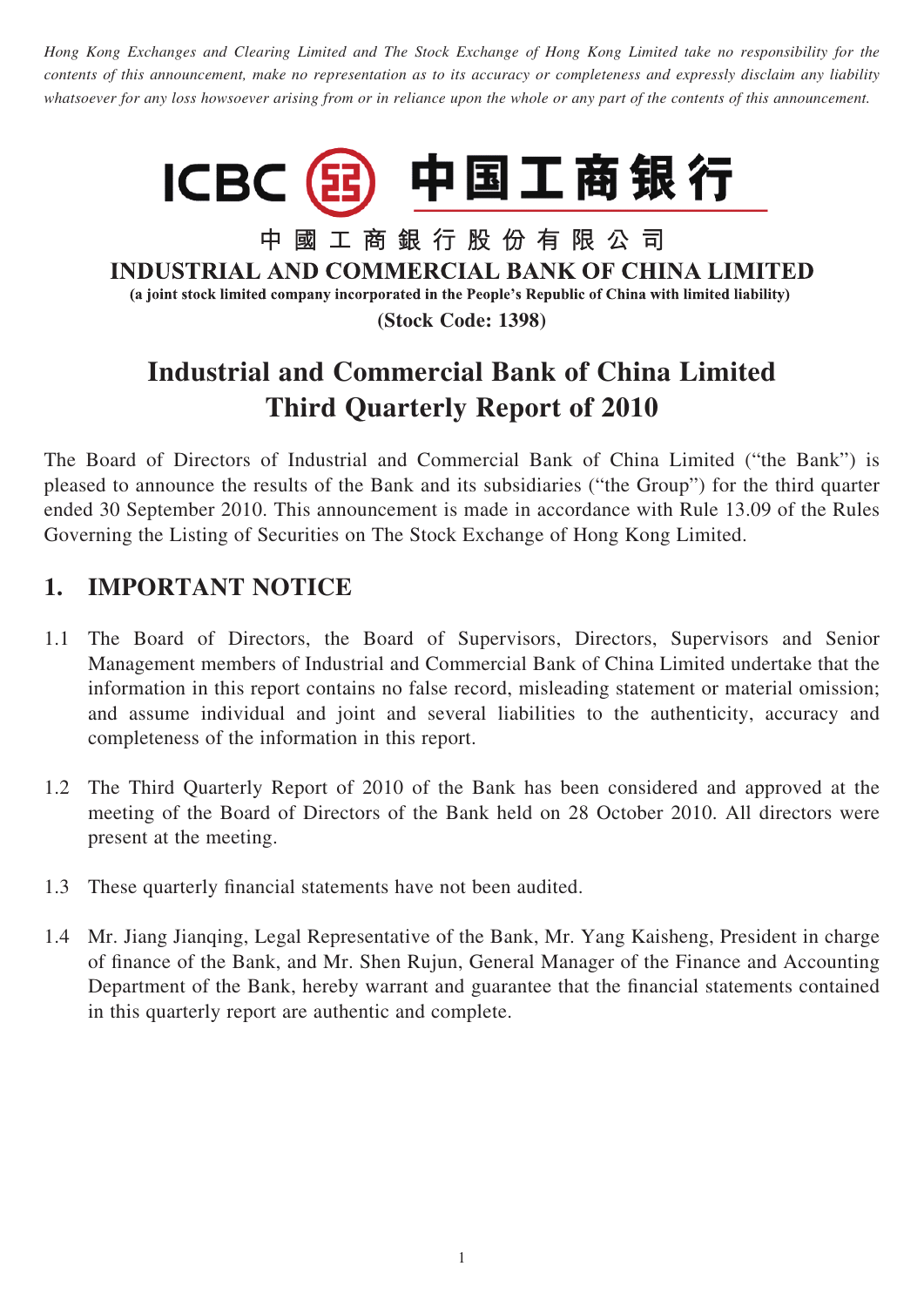*Hong Kong Exchanges and Clearing Limited and The Stock Exchange of Hong Kong Limited take no responsibility for the contents of this announcement, make no representation as to its accuracy or completeness and expressly disclaim any liability whatsoever for any loss howsoever arising from or in reliance upon the whole or any part of the contents of this announcement.*

ICBC 中国工商银行

中 國 工 商 銀 行 股 份 有 限 公 司

**INDUSTRIAL AND COMMERCIAL BANK OF CHINA LIMITED**

**(a joint stock limited company incorporated in the People's Republic of China with limited liability)**

**(Stock Code: 1398)**

# Industrial and Commercial Bank of China Limited Third Quarterly Report of 2010

The Board of Directors of Industrial and Commercial Bank of China Limited ("the Bank") is pleased to announce the results of the Bank and its subsidiaries ("the Group") for the third quarter ended 30 September 2010. This announcement is made in accordance with Rule 13.09 of the Rules Governing the Listing of Securities on The Stock Exchange of Hong Kong Limited.

## 1. IMPORTANT NOTICE

1.1 The Board of Directors, the Board of Supervisors, Directors, Supervisors and Senior Management members of Industrial and Commercial Bank of China Limited undertake that the information in this report contains no false record, misleading statement or material omission; and assume individual and joint and several liabilities to the authenticity, accuracy and completeness of the information in this report.

1.2 The Third Quarterly Report of 2010 of the Bank has been considered and approved at the meeting of the Board of Directors of the Bank held on 28 October 2010. All directors were present at the meeting.

1.3 These quarterly financial statements have not been audited.

1.4 Mr. Jiang Jianqing, Legal Representative of the Bank, Mr. Yang Kaisheng, President in charge of finance of the Bank, and Mr. Shen Rujun, General Manager of the Finance and Accounting Department of the Bank, hereby warrant and guarantee that the financial statements contained in this quarterly report are authentic and complete.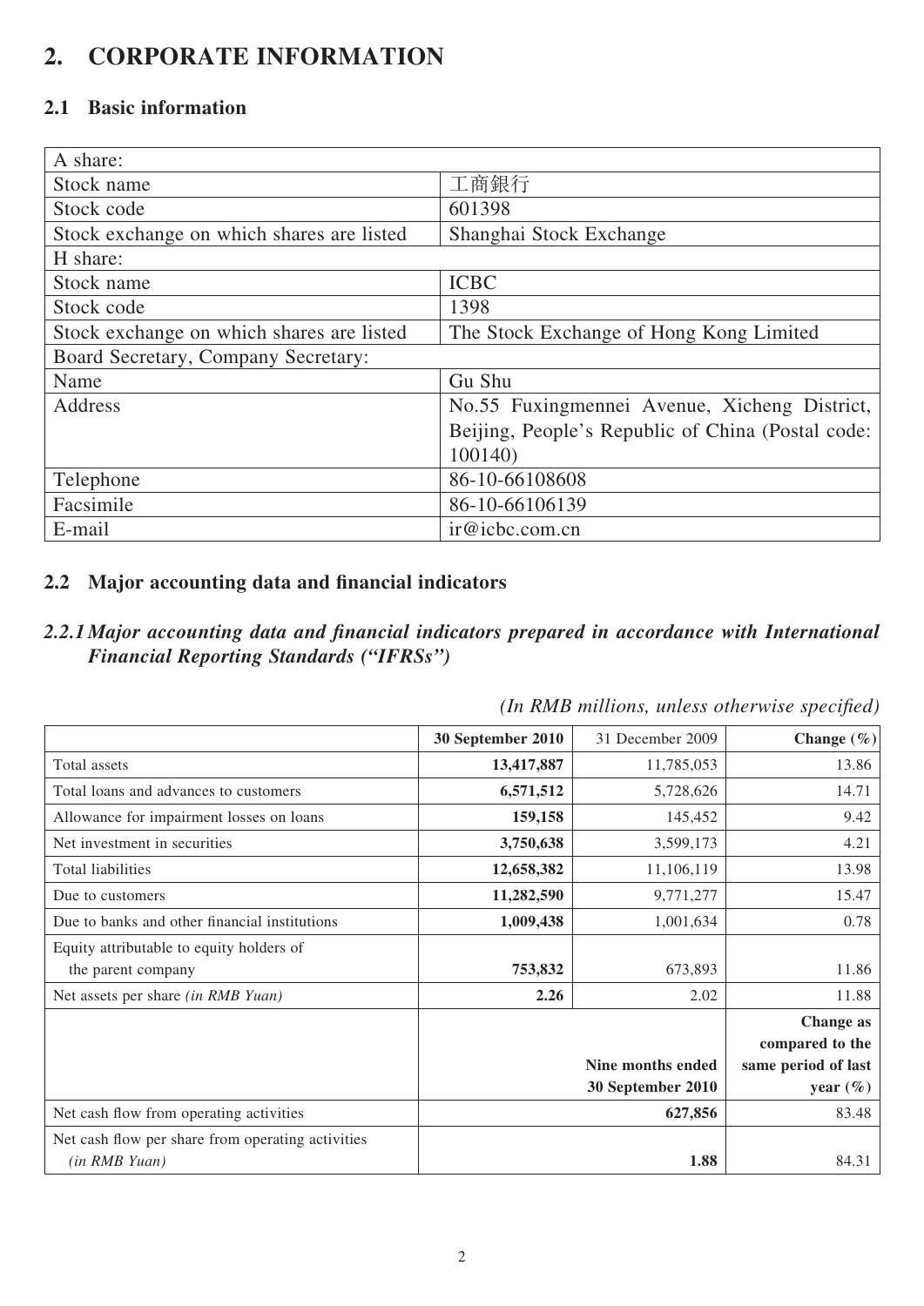# 2. CORPORATE INFORMATION

## 2.1 Basic information

| | |
|---|---|
| A share: | |
| Stock name | 工商銀行 |
| Stock code | 601398 |
| Stock exchange on which shares are listed | Shanghai Stock Exchange |
| H share: | |
| Stock name | ICBC |
| Stock code | 1398 |
| Stock exchange on which shares are listed | The Stock Exchange of Hong Kong Limited |
| Board Secretary, Company Secretary: | |
| Name | Gu Shu |
| Address | No.55 Fuxingmennei Avenue, Xicheng District, Beijing, People's Republic of China (Postal code: 100140) |
| Telephone | 86-10-66108608 |
| Facsimile | 86-10-66106139 |
| E-mail | ir@icbc.com.cn |

## 2.2 Major accounting data and financial indicators

### *2.2.1 Major accounting data and financial indicators prepared in accordance with International Financial Reporting Standards ("IFRSs")*

*(In RMB millions, unless otherwise specified)*

| | 30 September 2010 | 31 December 2009 | Change (%) |
|---|---|---|---|
| Total assets | **13,417,887** | 11,785,053 | 13.86 |
| Total loans and advances to customers | **6,571,512** | 5,728,626 | 14.71 |
| Allowance for impairment losses on loans | **159,158** | 145,452 | 9.42 |
| Net investment in securities | **3,750,638** | 3,599,173 | 4.21 |
| Total liabilities | **12,658,382** | 11,106,119 | 13.98 |
| Due to customers | **11,282,590** | 9,771,277 | 15.47 |
| Due to banks and other financial institutions | **1,009,438** | 1,001,634 | 0.78 |
| Equity attributable to equity holders of the parent company | **753,832** | 673,893 | 11.86 |
| Net assets per share *(in RMB Yuan)* | **2.26** | 2.02 | 11.88 |
| | | **Nine months ended 30 September 2010** | **Change as compared to the same period of last year (%)** |
| Net cash flow from operating activities | | **627,856** | 83.48 |
| Net cash flow per share from operating activities *(in RMB Yuan)* | | **1.88** | 84.31 |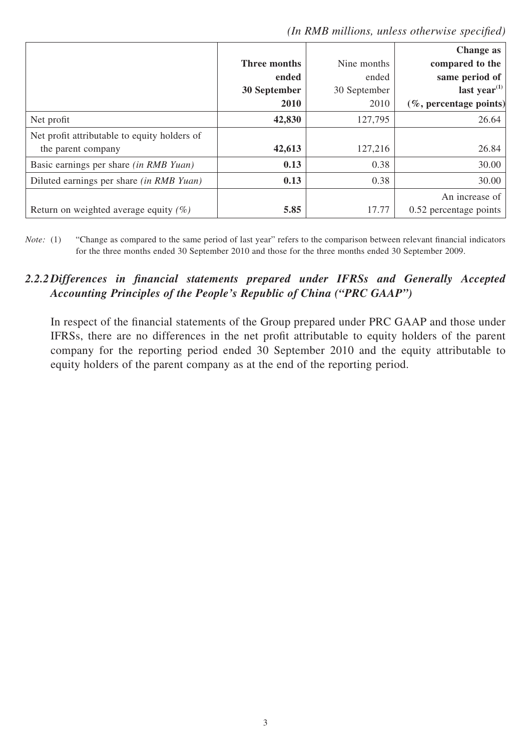*(In RMB millions, unless otherwise specified)*

| | **Three months ended 30 September 2010** | Nine months ended 30 September 2010 | **Change as compared to the same period of last year[(1)] (%, percentage points)** |
|---|---|---|---|
| Net profit | **42,830** | 127,795 | 26.64 |
| Net profit attributable to equity holders of the parent company | **42,613** | 127,216 | 26.84 |
| Basic earnings per share *(in RMB Yuan)* | **0.13** | 0.38 | 30.00 |
| Diluted earnings per share *(in RMB Yuan)* | **0.13** | 0.38 | 30.00 |
| Return on weighted average equity *(%)* | **5.85** | 17.77 | An increase of 0.52 percentage points |

*Note:* (1) "Change as compared to the same period of last year" refers to the comparison between relevant financial indicators for the three months ended 30 September 2010 and those for the three months ended 30 September 2009.

### *2.2.2 Differences in financial statements prepared under IFRSs and Generally Accepted Accounting Principles of the People's Republic of China ("PRC GAAP")*

In respect of the financial statements of the Group prepared under PRC GAAP and those under IFRSs, there are no differences in the net profit attributable to equity holders of the parent company for the reporting period ended 30 September 2010 and the equity attributable to equity holders of the parent company as at the end of the reporting period.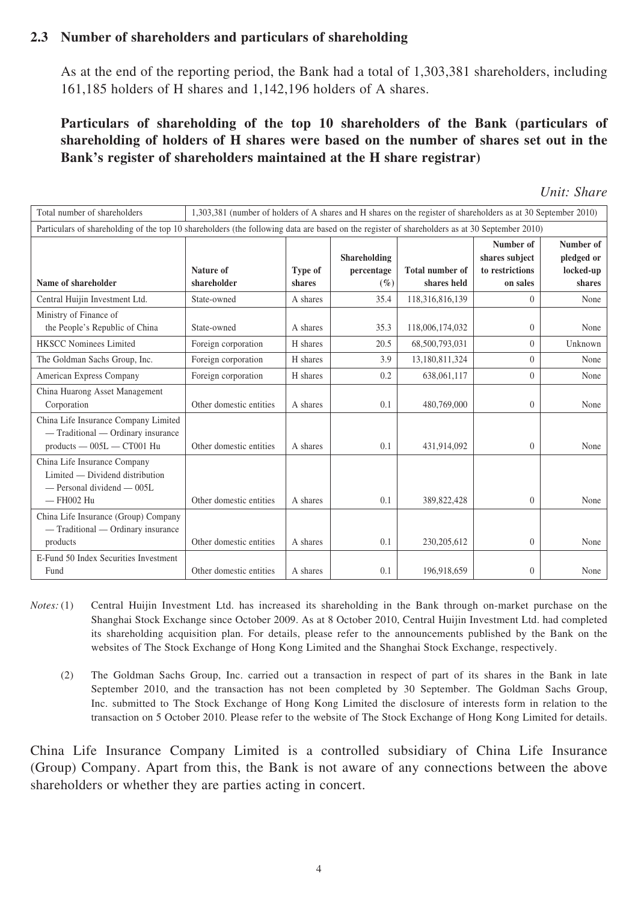### 2.3 Number of shareholders and particulars of shareholding

As at the end of the reporting period, the Bank had a total of 1,303,381 shareholders, including 161,185 holders of H shares and 1,142,196 holders of A shares.

**Particulars of shareholding of the top 10 shareholders of the Bank (particulars of shareholding of holders of H shares were based on the number of shares set out in the Bank's register of shareholders maintained at the H share registrar)**

*Unit: Share*

| Total number of shareholders | 1,303,381 (number of holders of A shares and H shares on the register of shareholders as at 30 September 2010) | | | | | |
|---|---|---|---|---|---|---|
| Particulars of shareholding of the top 10 shareholders (the following data are based on the register of shareholders as at 30 September 2010) | | | | | | |
| **Name of shareholder** | **Nature of shareholder** | **Type of shares** | **Shareholding percentage (%)** | **Total number of shares held** | **Number of shares subject to restrictions on sales** | **Number of pledged or locked-up shares** |
| Central Huijin Investment Ltd. | State-owned | A shares | 35.4 | 118,316,816,139 | 0 | None |
| Ministry of Finance of the People's Republic of China | State-owned | A shares | 35.3 | 118,006,174,032 | 0 | None |
| HKSCC Nominees Limited | Foreign corporation | H shares | 20.5 | 68,500,793,031 | 0 | Unknown |
| The Goldman Sachs Group, Inc. | Foreign corporation | H shares | 3.9 | 13,180,811,324 | 0 | None |
| American Express Company | Foreign corporation | H shares | 0.2 | 638,061,117 | 0 | None |
| China Huarong Asset Management Corporation | Other domestic entities | A shares | 0.1 | 480,769,000 | 0 | None |
| China Life Insurance Company Limited — Traditional — Ordinary insurance products — 005L — CT001 Hu | Other domestic entities | A shares | 0.1 | 431,914,092 | 0 | None |
| China Life Insurance Company Limited — Dividend distribution — Personal dividend — 005L — FH002 Hu | Other domestic entities | A shares | 0.1 | 389,822,428 | 0 | None |
| China Life Insurance (Group) Company — Traditional — Ordinary insurance products | Other domestic entities | A shares | 0.1 | 230,205,612 | 0 | None |
| E-Fund 50 Index Securities Investment Fund | Other domestic entities | A shares | 0.1 | 196,918,659 | 0 | None |

*Notes:* (1) Central Huijin Investment Ltd. has increased its shareholding in the Bank through on-market purchase on the Shanghai Stock Exchange since October 2009. As at 8 October 2010, Central Huijin Investment Ltd. had completed its shareholding acquisition plan. For details, please refer to the announcements published by the Bank on the websites of The Stock Exchange of Hong Kong Limited and the Shanghai Stock Exchange, respectively.

(2) The Goldman Sachs Group, Inc. carried out a transaction in respect of part of its shares in the Bank in late September 2010, and the transaction has not been completed by 30 September. The Goldman Sachs Group, Inc. submitted to The Stock Exchange of Hong Kong Limited the disclosure of interests form in relation to the transaction on 5 October 2010. Please refer to the website of The Stock Exchange of Hong Kong Limited for details.

China Life Insurance Company Limited is a controlled subsidiary of China Life Insurance (Group) Company. Apart from this, the Bank is not aware of any connections between the above shareholders or whether they are parties acting in concert.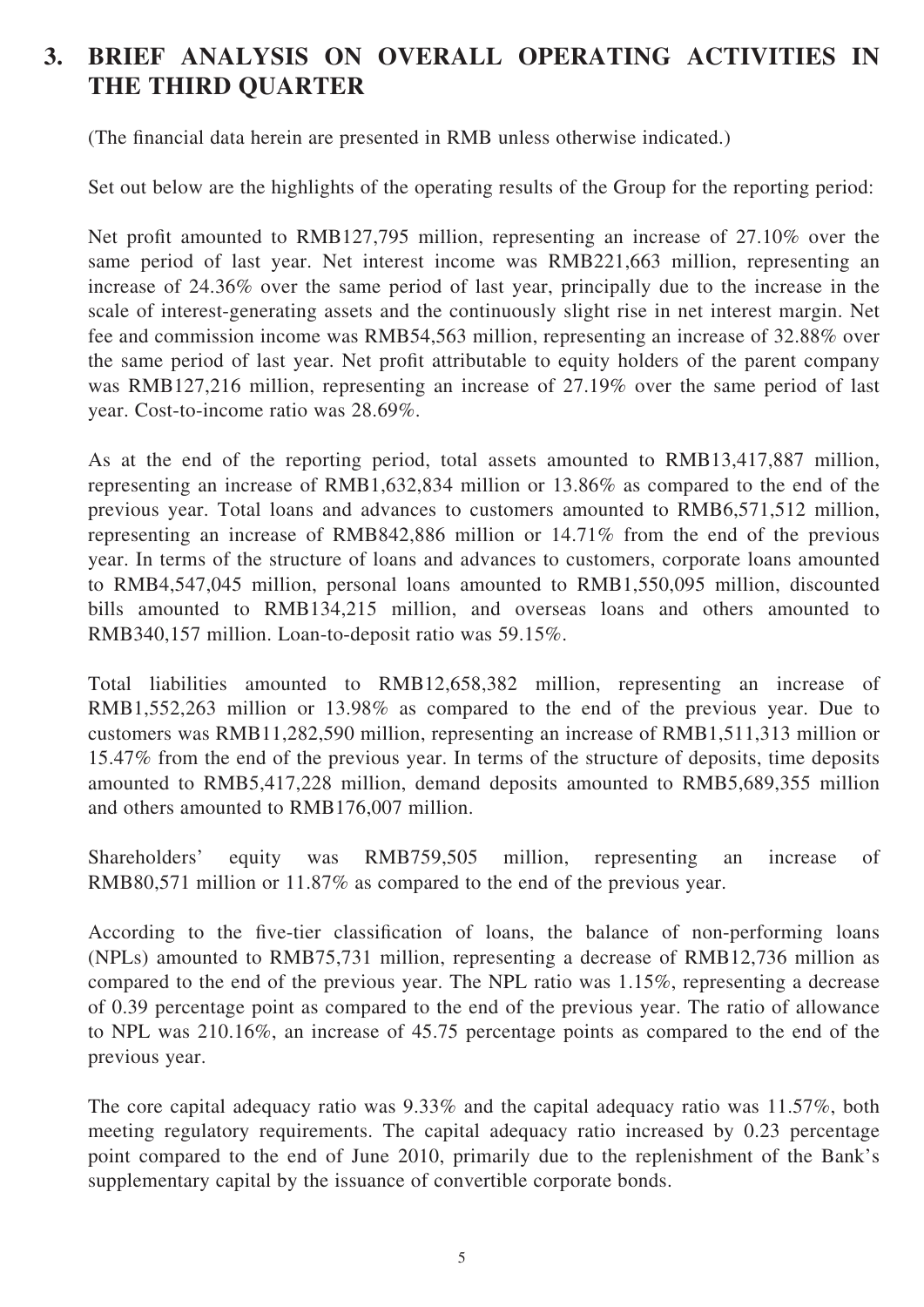## 3. BRIEF ANALYSIS ON OVERALL OPERATING ACTIVITIES IN THE THIRD QUARTER

(The financial data herein are presented in RMB unless otherwise indicated.)

Set out below are the highlights of the operating results of the Group for the reporting period:

Net profit amounted to RMB127,795 million, representing an increase of 27.10% over the same period of last year. Net interest income was RMB221,663 million, representing an increase of 24.36% over the same period of last year, principally due to the increase in the scale of interest-generating assets and the continuously slight rise in net interest margin. Net fee and commission income was RMB54,563 million, representing an increase of 32.88% over the same period of last year. Net profit attributable to equity holders of the parent company was RMB127,216 million, representing an increase of 27.19% over the same period of last year. Cost-to-income ratio was 28.69%.

As at the end of the reporting period, total assets amounted to RMB13,417,887 million, representing an increase of RMB1,632,834 million or 13.86% as compared to the end of the previous year. Total loans and advances to customers amounted to RMB6,571,512 million, representing an increase of RMB842,886 million or 14.71% from the end of the previous year. In terms of the structure of loans and advances to customers, corporate loans amounted to RMB4,547,045 million, personal loans amounted to RMB1,550,095 million, discounted bills amounted to RMB134,215 million, and overseas loans and others amounted to RMB340,157 million. Loan-to-deposit ratio was 59.15%.

Total liabilities amounted to RMB12,658,382 million, representing an increase of RMB1,552,263 million or 13.98% as compared to the end of the previous year. Due to customers was RMB11,282,590 million, representing an increase of RMB1,511,313 million or 15.47% from the end of the previous year. In terms of the structure of deposits, time deposits amounted to RMB5,417,228 million, demand deposits amounted to RMB5,689,355 million and others amounted to RMB176,007 million.

Shareholders' equity was RMB759,505 million, representing an increase of RMB80,571 million or 11.87% as compared to the end of the previous year.

According to the five-tier classification of loans, the balance of non-performing loans (NPLs) amounted to RMB75,731 million, representing a decrease of RMB12,736 million as compared to the end of the previous year. The NPL ratio was 1.15%, representing a decrease of 0.39 percentage point as compared to the end of the previous year. The ratio of allowance to NPL was 210.16%, an increase of 45.75 percentage points as compared to the end of the previous year.

The core capital adequacy ratio was 9.33% and the capital adequacy ratio was 11.57%, both meeting regulatory requirements. The capital adequacy ratio increased by 0.23 percentage point compared to the end of June 2010, primarily due to the replenishment of the Bank's supplementary capital by the issuance of convertible corporate bonds.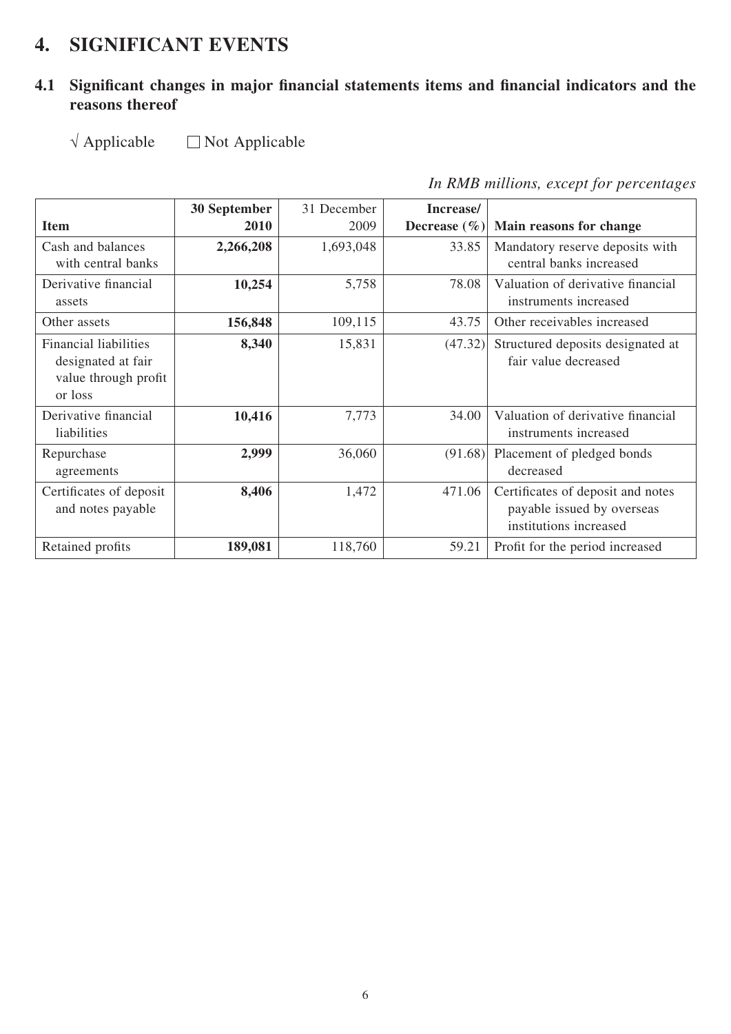# 4. SIGNIFICANT EVENTS

## 4.1 Significant changes in major financial statements items and financial indicators and the reasons thereof

√ Applicable □ Not Applicable

*In RMB millions, except for percentages*

| Item | 30 September 2010 | 31 December 2009 | Increase/ Decrease (%) | Main reasons for change |
|---|---|---|---|---|
| Cash and balances with central banks | **2,266,208** | 1,693,048 | 33.85 | Mandatory reserve deposits with central banks increased |
| Derivative financial assets | **10,254** | 5,758 | 78.08 | Valuation of derivative financial instruments increased |
| Other assets | **156,848** | 109,115 | 43.75 | Other receivables increased |
| Financial liabilities designated at fair value through profit or loss | **8,340** | 15,831 | (47.32) | Structured deposits designated at fair value decreased |
| Derivative financial liabilities | **10,416** | 7,773 | 34.00 | Valuation of derivative financial instruments increased |
| Repurchase agreements | **2,999** | 36,060 | (91.68) | Placement of pledged bonds decreased |
| Certificates of deposit and notes payable | **8,406** | 1,472 | 471.06 | Certificates of deposit and notes payable issued by overseas institutions increased |
| Retained profits | **189,081** | 118,760 | 59.21 | Profit for the period increased |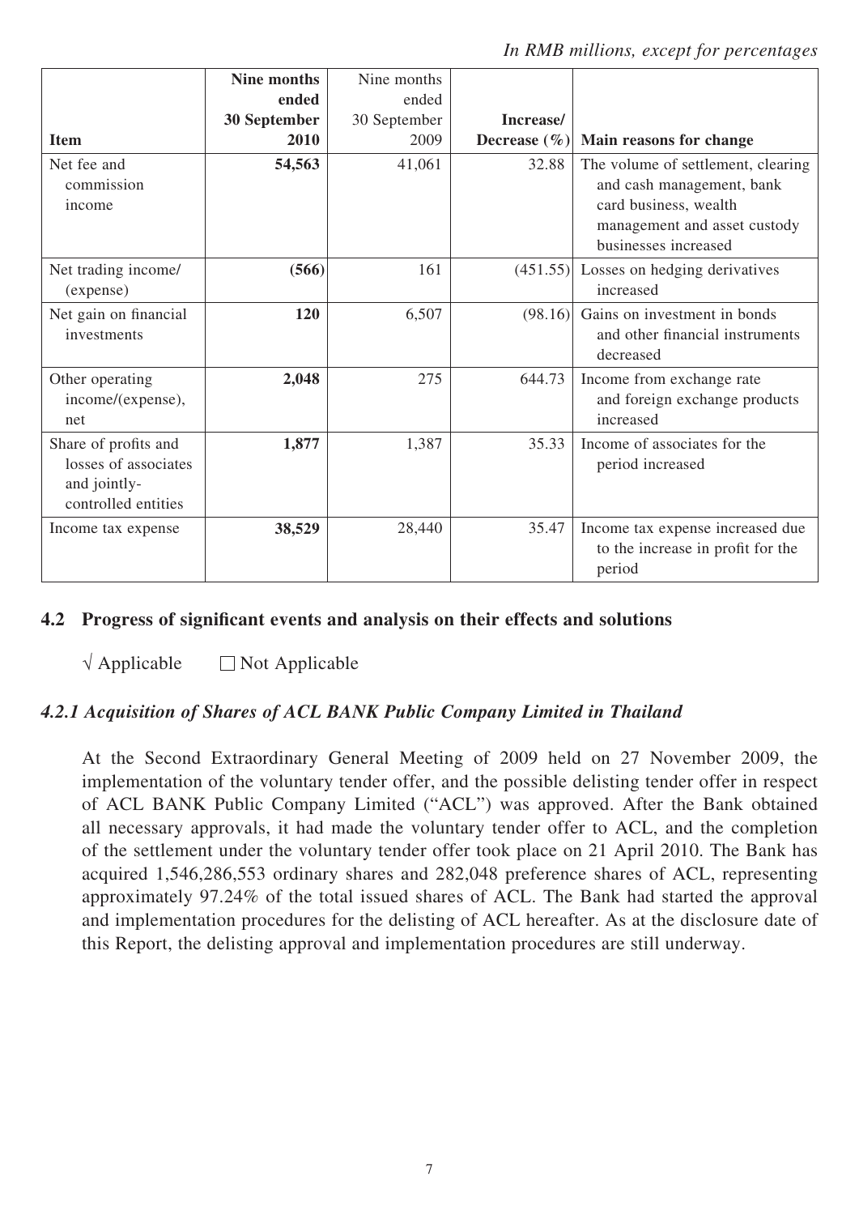*In RMB millions, except for percentages*

| Item | Nine months ended 30 September 2010 | Nine months ended 30 September 2009 | Increase/ Decrease (%) | Main reasons for change |
|---|---|---|---|---|
| Net fee and commission income | **54,563** | 41,061 | 32.88 | The volume of settlement, clearing and cash management, bank card business, wealth management and asset custody businesses increased |
| Net trading income/ (expense) | **(566)** | 161 | (451.55) | Losses on hedging derivatives increased |
| Net gain on financial investments | **120** | 6,507 | (98.16) | Gains on investment in bonds and other financial instruments decreased |
| Other operating income/(expense), net | **2,048** | 275 | 644.73 | Income from exchange rate and foreign exchange products increased |
| Share of profits and losses of associates and jointly-controlled entities | **1,877** | 1,387 | 35.33 | Income of associates for the period increased |
| Income tax expense | **38,529** | 28,440 | 35.47 | Income tax expense increased due to the increase in profit for the period |

## 4.2 Progress of significant events and analysis on their effects and solutions

√ Applicable □ Not Applicable

### *4.2.1 Acquisition of Shares of ACL BANK Public Company Limited in Thailand*

At the Second Extraordinary General Meeting of 2009 held on 27 November 2009, the implementation of the voluntary tender offer, and the possible delisting tender offer in respect of ACL BANK Public Company Limited ("ACL") was approved. After the Bank obtained all necessary approvals, it had made the voluntary tender offer to ACL, and the completion of the settlement under the voluntary tender offer took place on 21 April 2010. The Bank has acquired 1,546,286,553 ordinary shares and 282,048 preference shares of ACL, representing approximately 97.24% of the total issued shares of ACL. The Bank had started the approval and implementation procedures for the delisting of ACL hereafter. As at the disclosure date of this Report, the delisting approval and implementation procedures are still underway.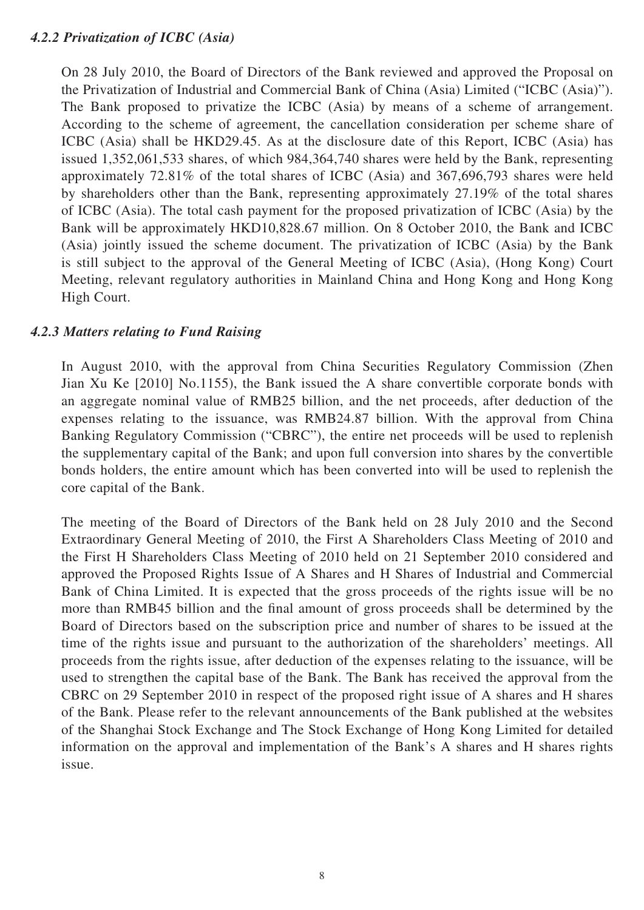### *4.2.2 Privatization of ICBC (Asia)*

On 28 July 2010, the Board of Directors of the Bank reviewed and approved the Proposal on the Privatization of Industrial and Commercial Bank of China (Asia) Limited ("ICBC (Asia)"). The Bank proposed to privatize the ICBC (Asia) by means of a scheme of arrangement. According to the scheme of agreement, the cancellation consideration per scheme share of ICBC (Asia) shall be HKD29.45. As at the disclosure date of this Report, ICBC (Asia) has issued 1,352,061,533 shares, of which 984,364,740 shares were held by the Bank, representing approximately 72.81% of the total shares of ICBC (Asia) and 367,696,793 shares were held by shareholders other than the Bank, representing approximately 27.19% of the total shares of ICBC (Asia). The total cash payment for the proposed privatization of ICBC (Asia) by the Bank will be approximately HKD10,828.67 million. On 8 October 2010, the Bank and ICBC (Asia) jointly issued the scheme document. The privatization of ICBC (Asia) by the Bank is still subject to the approval of the General Meeting of ICBC (Asia), (Hong Kong) Court Meeting, relevant regulatory authorities in Mainland China and Hong Kong and Hong Kong High Court.

### *4.2.3 Matters relating to Fund Raising*

In August 2010, with the approval from China Securities Regulatory Commission (Zhen Jian Xu Ke [2010] No.1155), the Bank issued the A share convertible corporate bonds with an aggregate nominal value of RMB25 billion, and the net proceeds, after deduction of the expenses relating to the issuance, was RMB24.87 billion. With the approval from China Banking Regulatory Commission ("CBRC"), the entire net proceeds will be used to replenish the supplementary capital of the Bank; and upon full conversion into shares by the convertible bonds holders, the entire amount which has been converted into will be used to replenish the core capital of the Bank.

The meeting of the Board of Directors of the Bank held on 28 July 2010 and the Second Extraordinary General Meeting of 2010, the First A Shareholders Class Meeting of 2010 and the First H Shareholders Class Meeting of 2010 held on 21 September 2010 considered and approved the Proposed Rights Issue of A Shares and H Shares of Industrial and Commercial Bank of China Limited. It is expected that the gross proceeds of the rights issue will be no more than RMB45 billion and the final amount of gross proceeds shall be determined by the Board of Directors based on the subscription price and number of shares to be issued at the time of the rights issue and pursuant to the authorization of the shareholders' meetings. All proceeds from the rights issue, after deduction of the expenses relating to the issuance, will be used to strengthen the capital base of the Bank. The Bank has received the approval from the CBRC on 29 September 2010 in respect of the proposed right issue of A shares and H shares of the Bank. Please refer to the relevant announcements of the Bank published at the websites of the Shanghai Stock Exchange and The Stock Exchange of Hong Kong Limited for detailed information on the approval and implementation of the Bank's A shares and H shares rights issue.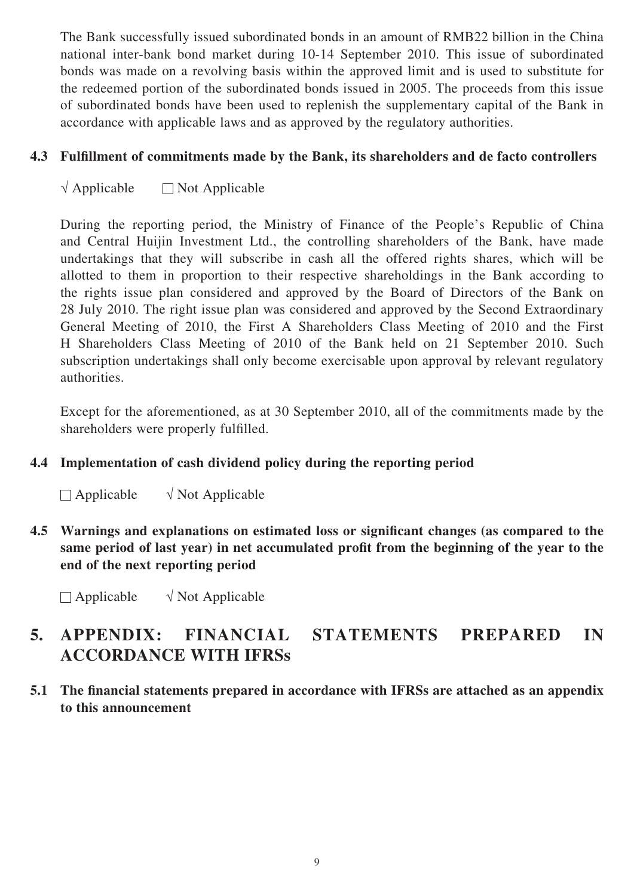The Bank successfully issued subordinated bonds in an amount of RMB22 billion in the China national inter-bank bond market during 10-14 September 2010. This issue of subordinated bonds was made on a revolving basis within the approved limit and is used to substitute for the redeemed portion of the subordinated bonds issued in 2005. The proceeds from this issue of subordinated bonds have been used to replenish the supplementary capital of the Bank in accordance with applicable laws and as approved by the regulatory authorities.

### 4.3 Fulfillment of commitments made by the Bank, its shareholders and de facto controllers

√ Applicable ☐ Not Applicable

During the reporting period, the Ministry of Finance of the People's Republic of China and Central Huijin Investment Ltd., the controlling shareholders of the Bank, have made undertakings that they will subscribe in cash all the offered rights shares, which will be allotted to them in proportion to their respective shareholdings in the Bank according to the rights issue plan considered and approved by the Board of Directors of the Bank on 28 July 2010. The right issue plan was considered and approved by the Second Extraordinary General Meeting of 2010, the First A Shareholders Class Meeting of 2010 and the First H Shareholders Class Meeting of 2010 of the Bank held on 21 September 2010. Such subscription undertakings shall only become exercisable upon approval by relevant regulatory authorities.

Except for the aforementioned, as at 30 September 2010, all of the commitments made by the shareholders were properly fulfilled.

### 4.4 Implementation of cash dividend policy during the reporting period

☐ Applicable √ Not Applicable

### 4.5 Warnings and explanations on estimated loss or significant changes (as compared to the same period of last year) in net accumulated profit from the beginning of the year to the end of the next reporting period

☐ Applicable √ Not Applicable

## 5. APPENDIX: FINANCIAL STATEMENTS PREPARED IN ACCORDANCE WITH IFRSs

### 5.1 The financial statements prepared in accordance with IFRSs are attached as an appendix to this announcement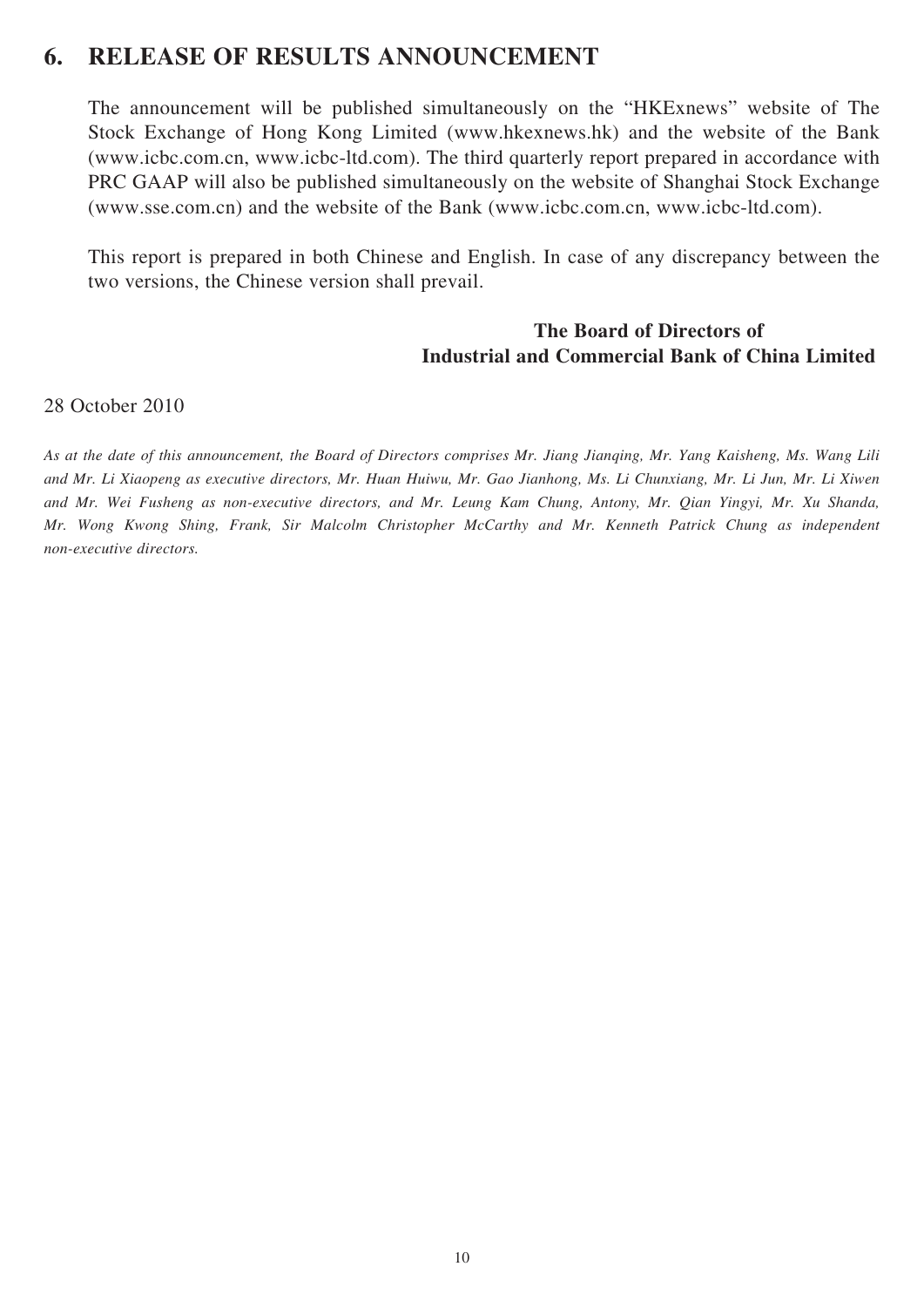## 6. RELEASE OF RESULTS ANNOUNCEMENT

The announcement will be published simultaneously on the "HKExnews" website of The Stock Exchange of Hong Kong Limited (www.hkexnews.hk) and the website of the Bank (www.icbc.com.cn, www.icbc-ltd.com). The third quarterly report prepared in accordance with PRC GAAP will also be published simultaneously on the website of Shanghai Stock Exchange (www.sse.com.cn) and the website of the Bank (www.icbc.com.cn, www.icbc-ltd.com).

This report is prepared in both Chinese and English. In case of any discrepancy between the two versions, the Chinese version shall prevail.

**The Board of Directors of**
**Industrial and Commercial Bank of China Limited**

28 October 2010

*As at the date of this announcement, the Board of Directors comprises Mr. Jiang Jianqing, Mr. Yang Kaisheng, Ms. Wang Lili and Mr. Li Xiaopeng as executive directors, Mr. Huan Huiwu, Mr. Gao Jianhong, Ms. Li Chunxiang, Mr. Li Jun, Mr. Li Xiwen and Mr. Wei Fusheng as non-executive directors, and Mr. Leung Kam Chung, Antony, Mr. Qian Yingyi, Mr. Xu Shanda, Mr. Wong Kwong Shing, Frank, Sir Malcolm Christopher McCarthy and Mr. Kenneth Patrick Chung as independent non-executive directors.*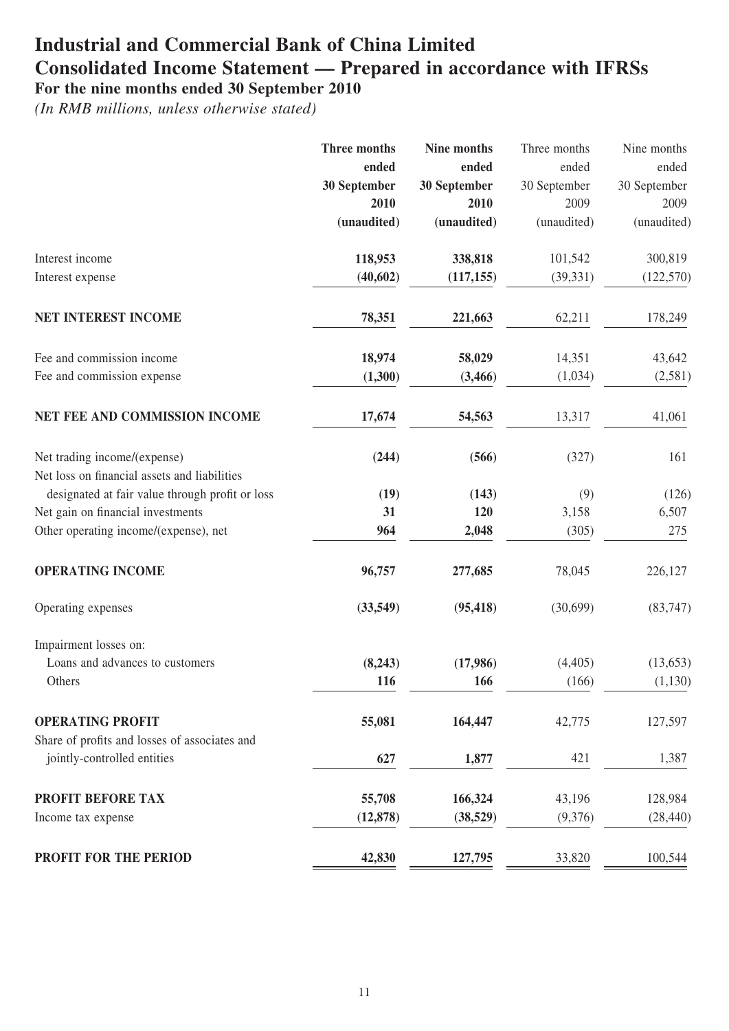# Industrial and Commercial Bank of China Limited

# Consolidated Income Statement — Prepared in accordance with IFRSs

**For the nine months ended 30 September 2010**

*(In RMB millions, unless otherwise stated)*

| | **Three months ended 30 September 2010 (unaudited)** | **Nine months ended 30 September 2010 (unaudited)** | Three months ended 30 September 2009 (unaudited) | Nine months ended 30 September 2009 (unaudited) |
|---|---|---|---|---|
| Interest income | **118,953** | **338,818** | 101,542 | 300,819 |
| Interest expense | **(40,602)** | **(117,155)** | (39,331) | (122,570) |
| **NET INTEREST INCOME** | **78,351** | **221,663** | 62,211 | 178,249 |
| Fee and commission income | **18,974** | **58,029** | 14,351 | 43,642 |
| Fee and commission expense | **(1,300)** | **(3,466)** | (1,034) | (2,581) |
| **NET FEE AND COMMISSION INCOME** | **17,674** | **54,563** | 13,317 | 41,061 |
| Net trading income/(expense) | **(244)** | **(566)** | (327) | 161 |
| Net loss on financial assets and liabilities designated at fair value through profit or loss | **(19)** | **(143)** | (9) | (126) |
| Net gain on financial investments | **31** | **120** | 3,158 | 6,507 |
| Other operating income/(expense), net | **964** | **2,048** | (305) | 275 |
| **OPERATING INCOME** | **96,757** | **277,685** | 78,045 | 226,127 |
| Operating expenses | **(33,549)** | **(95,418)** | (30,699) | (83,747) |
| Impairment losses on: | | | | |
| Loans and advances to customers | **(8,243)** | **(17,986)** | (4,405) | (13,653) |
| Others | **116** | **166** | (166) | (1,130) |
| **OPERATING PROFIT** | **55,081** | **164,447** | 42,775 | 127,597 |
| Share of profits and losses of associates and jointly-controlled entities | **627** | **1,877** | 421 | 1,387 |
| **PROFIT BEFORE TAX** | **55,708** | **166,324** | 43,196 | 128,984 |
| Income tax expense | **(12,878)** | **(38,529)** | (9,376) | (28,440) |
| **PROFIT FOR THE PERIOD** | **42,830** | **127,795** | 33,820 | 100,544 |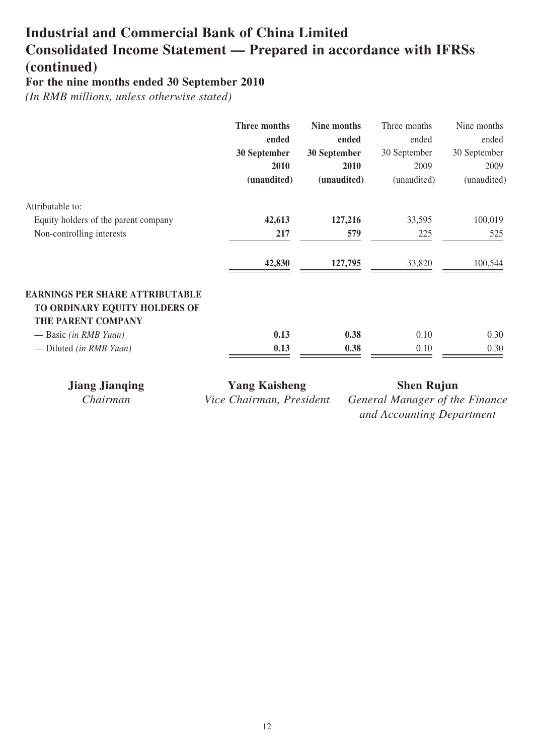# Industrial and Commercial Bank of China Limited

# Consolidated Income Statement — Prepared in accordance with IFRSs (continued)

## For the nine months ended 30 September 2010

*(In RMB millions, unless otherwise stated)*

| | **Three months ended 30 September 2010 (unaudited)** | **Nine months ended 30 September 2010 (unaudited)** | Three months ended 30 September 2009 (unaudited) | Nine months ended 30 September 2009 (unaudited) |
|---|---|---|---|---|
| Attributable to: | | | | |
| Equity holders of the parent company | **42,613** | **127,216** | 33,595 | 100,019 |
| Non-controlling interests | **217** | **579** | 225 | 525 |
| | **42,830** | **127,795** | 33,820 | 100,544 |
| **EARNINGS PER SHARE ATTRIBUTABLE TO ORDINARY EQUITY HOLDERS OF THE PARENT COMPANY** | | | | |
| — Basic *(in RMB Yuan)* | **0.13** | **0.38** | 0.10 | 0.30 |
| — Diluted *(in RMB Yuan)* | **0.13** | **0.38** | 0.10 | 0.30 |

**Jiang Jianqing**
*Chairman*

**Yang Kaisheng**
*Vice Chairman, President*

**Shen Rujun**
*General Manager of the Finance and Accounting Department*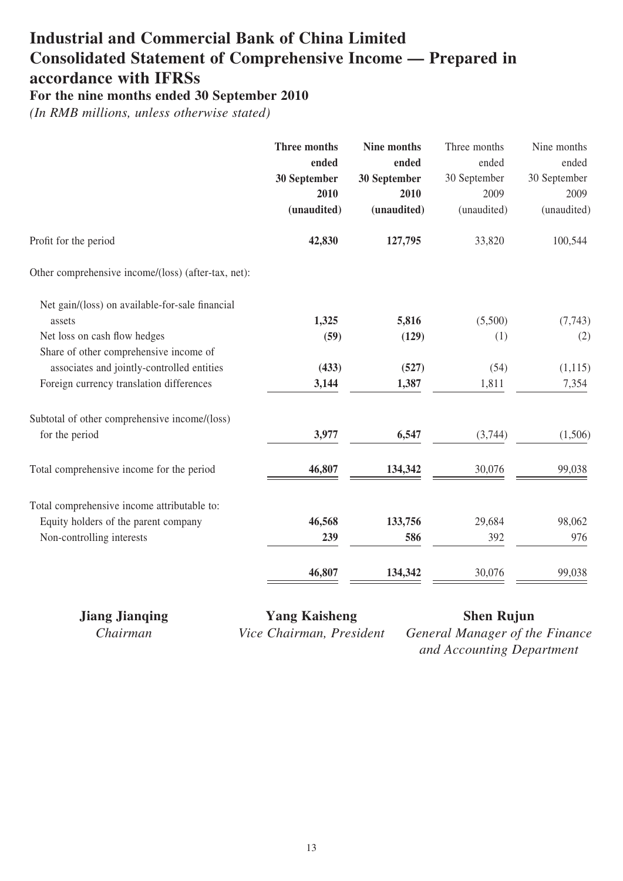# Industrial and Commercial Bank of China Limited
# Consolidated Statement of Comprehensive Income — Prepared in accordance with IFRSs

**For the nine months ended 30 September 2010**

*(In RMB millions, unless otherwise stated)*

| | **Three months ended 30 September 2010 (unaudited)** | **Nine months ended 30 September 2010 (unaudited)** | Three months ended 30 September 2009 (unaudited) | Nine months ended 30 September 2009 (unaudited) |
|---|---|---|---|---|
| Profit for the period | **42,830** | **127,795** | 33,820 | 100,544 |
| Other comprehensive income/(loss) (after-tax, net): | | | | |
| Net gain/(loss) on available-for-sale financial assets | **1,325** | **5,816** | (5,500) | (7,743) |
| Net loss on cash flow hedges | **(59)** | **(129)** | (1) | (2) |
| Share of other comprehensive income of associates and jointly-controlled entities | **(433)** | **(527)** | (54) | (1,115) |
| Foreign currency translation differences | **3,144** | **1,387** | 1,811 | 7,354 |
| Subtotal of other comprehensive income/(loss) for the period | **3,977** | **6,547** | (3,744) | (1,506) |
| Total comprehensive income for the period | **46,807** | **134,342** | 30,076 | 99,038 |
| Total comprehensive income attributable to: | | | | |
| Equity holders of the parent company | **46,568** | **133,756** | 29,684 | 98,062 |
| Non-controlling interests | **239** | **586** | 392 | 976 |
| | **46,807** | **134,342** | 30,076 | 99,038 |

**Jiang Jianqing**
*Chairman*

**Yang Kaisheng**
*Vice Chairman, President*

**Shen Rujun**
*General Manager of the Finance and Accounting Department*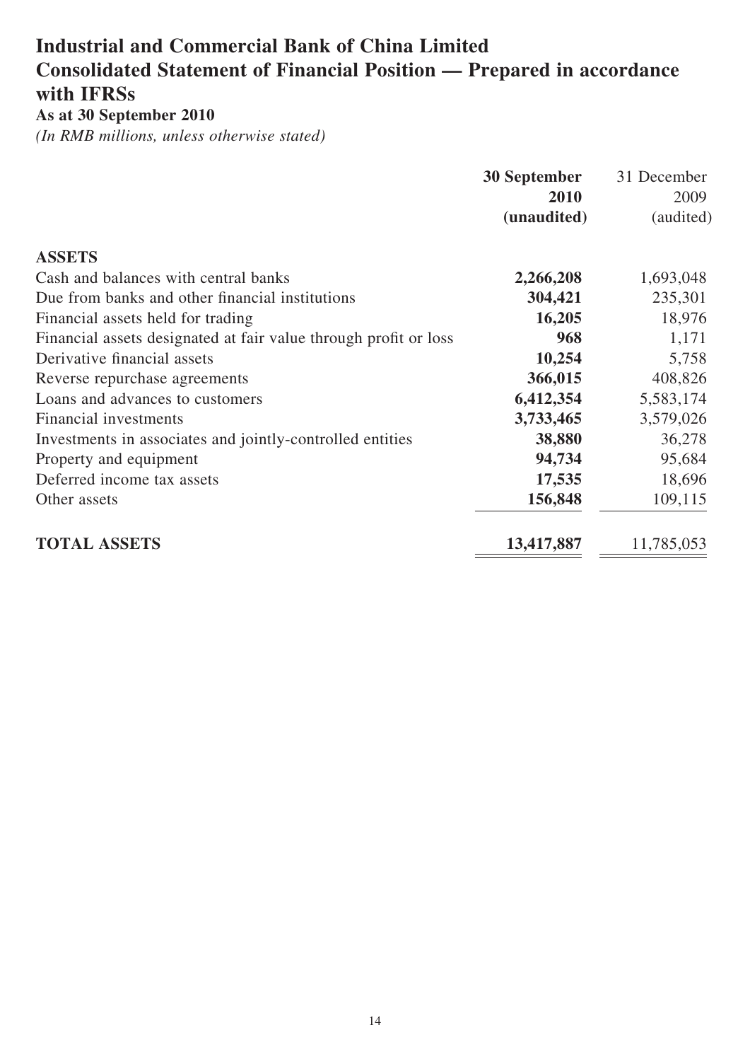# Industrial and Commercial Bank of China Limited
# Consolidated Statement of Financial Position — Prepared in accordance with IFRSs

**As at 30 September 2010**

*(In RMB millions, unless otherwise stated)*

| | **30 September 2010 (unaudited)** | 31 December 2009 (audited) |
|---|---|---|
| **ASSETS** | | |
| Cash and balances with central banks | **2,266,208** | 1,693,048 |
| Due from banks and other financial institutions | **304,421** | 235,301 |
| Financial assets held for trading | **16,205** | 18,976 |
| Financial assets designated at fair value through profit or loss | **968** | 1,171 |
| Derivative financial assets | **10,254** | 5,758 |
| Reverse repurchase agreements | **366,015** | 408,826 |
| Loans and advances to customers | **6,412,354** | 5,583,174 |
| Financial investments | **3,733,465** | 3,579,026 |
| Investments in associates and jointly-controlled entities | **38,880** | 36,278 |
| Property and equipment | **94,734** | 95,684 |
| Deferred income tax assets | **17,535** | 18,696 |
| Other assets | **156,848** | 109,115 |
| **TOTAL ASSETS** | **13,417,887** | 11,785,053 |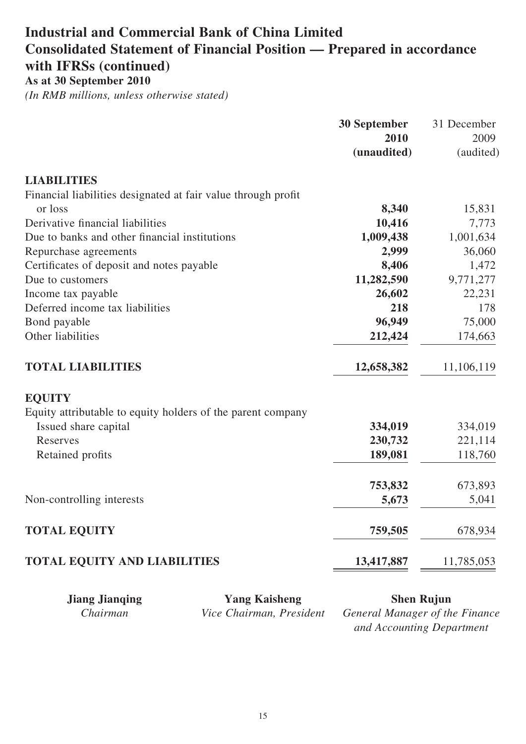# Industrial and Commercial Bank of China Limited
# Consolidated Statement of Financial Position — Prepared in accordance with IFRSs (continued)

**As at 30 September 2010**

*(In RMB millions, unless otherwise stated)*

| | 30 September 2010 (unaudited) | 31 December 2009 (audited) |
|---|---|---|
| **LIABILITIES** | | |
| Financial liabilities designated at fair value through profit or loss | **8,340** | 15,831 |
| Derivative financial liabilities | **10,416** | 7,773 |
| Due to banks and other financial institutions | **1,009,438** | 1,001,634 |
| Repurchase agreements | **2,999** | 36,060 |
| Certificates of deposit and notes payable | **8,406** | 1,472 |
| Due to customers | **11,282,590** | 9,771,277 |
| Income tax payable | **26,602** | 22,231 |
| Deferred income tax liabilities | **218** | 178 |
| Bond payable | **96,949** | 75,000 |
| Other liabilities | **212,424** | 174,663 |
| **TOTAL LIABILITIES** | **12,658,382** | 11,106,119 |
| **EQUITY** | | |
| Equity attributable to equity holders of the parent company | | |
| Issued share capital | **334,019** | 334,019 |
| Reserves | **230,732** | 221,114 |
| Retained profits | **189,081** | 118,760 |
| | **753,832** | 673,893 |
| Non-controlling interests | **5,673** | 5,041 |
| **TOTAL EQUITY** | **759,505** | 678,934 |
| **TOTAL EQUITY AND LIABILITIES** | **13,417,887** | 11,785,053 |

| **Jiang Jianqing** | **Yang Kaisheng** | **Shen Rujun** |
|---|---|---|
| *Chairman* | *Vice Chairman, President* | *General Manager of the Finance and Accounting Department* |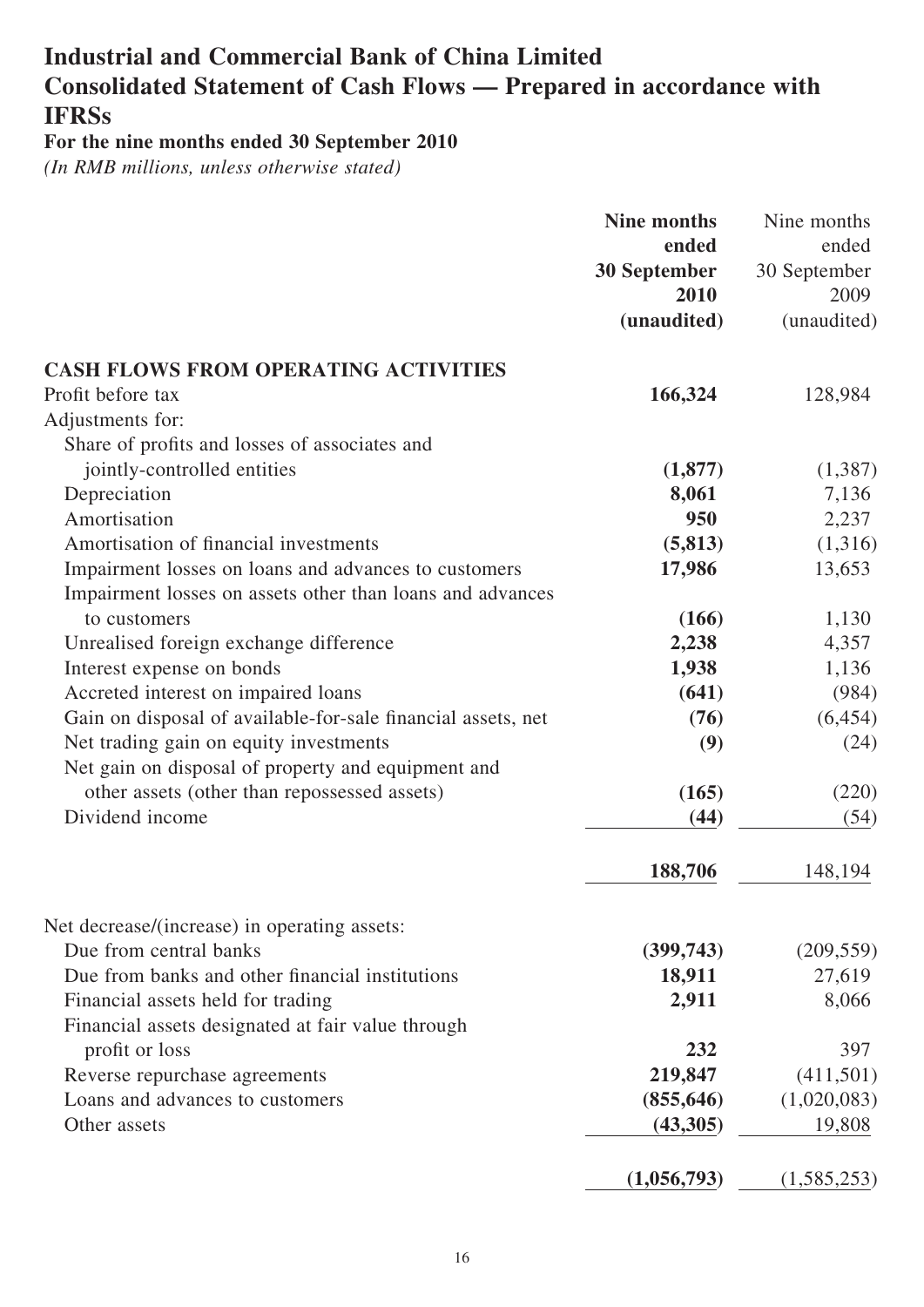# Industrial and Commercial Bank of China Limited
# Consolidated Statement of Cash Flows — Prepared in accordance with IFRSs

**For the nine months ended 30 September 2010**

*(In RMB millions, unless otherwise stated)*

| | **Nine months ended 30 September 2010 (unaudited)** | Nine months ended 30 September 2009 (unaudited) |
|---|---|---|
| **CASH FLOWS FROM OPERATING ACTIVITIES** | | |
| Profit before tax | **166,324** | 128,984 |
| Adjustments for: | | |
| Share of profits and losses of associates and jointly-controlled entities | **(1,877)** | (1,387) |
| Depreciation | **8,061** | 7,136 |
| Amortisation | **950** | 2,237 |
| Amortisation of financial investments | **(5,813)** | (1,316) |
| Impairment losses on loans and advances to customers | **17,986** | 13,653 |
| Impairment losses on assets other than loans and advances to customers | **(166)** | 1,130 |
| Unrealised foreign exchange difference | **2,238** | 4,357 |
| Interest expense on bonds | **1,938** | 1,136 |
| Accreted interest on impaired loans | **(641)** | (984) |
| Gain on disposal of available-for-sale financial assets, net | **(76)** | (6,454) |
| Net trading gain on equity investments | **(9)** | (24) |
| Net gain on disposal of property and equipment and other assets (other than repossessed assets) | **(165)** | (220) |
| Dividend income | **(44)** | (54) |
| | **188,706** | 148,194 |
| Net decrease/(increase) in operating assets: | | |
| Due from central banks | **(399,743)** | (209,559) |
| Due from banks and other financial institutions | **18,911** | 27,619 |
| Financial assets held for trading | **2,911** | 8,066 |
| Financial assets designated at fair value through profit or loss | **232** | 397 |
| Reverse repurchase agreements | **219,847** | (411,501) |
| Loans and advances to customers | **(855,646)** | (1,020,083) |
| Other assets | **(43,305)** | 19,808 |
| | **(1,056,793)** | (1,585,253) |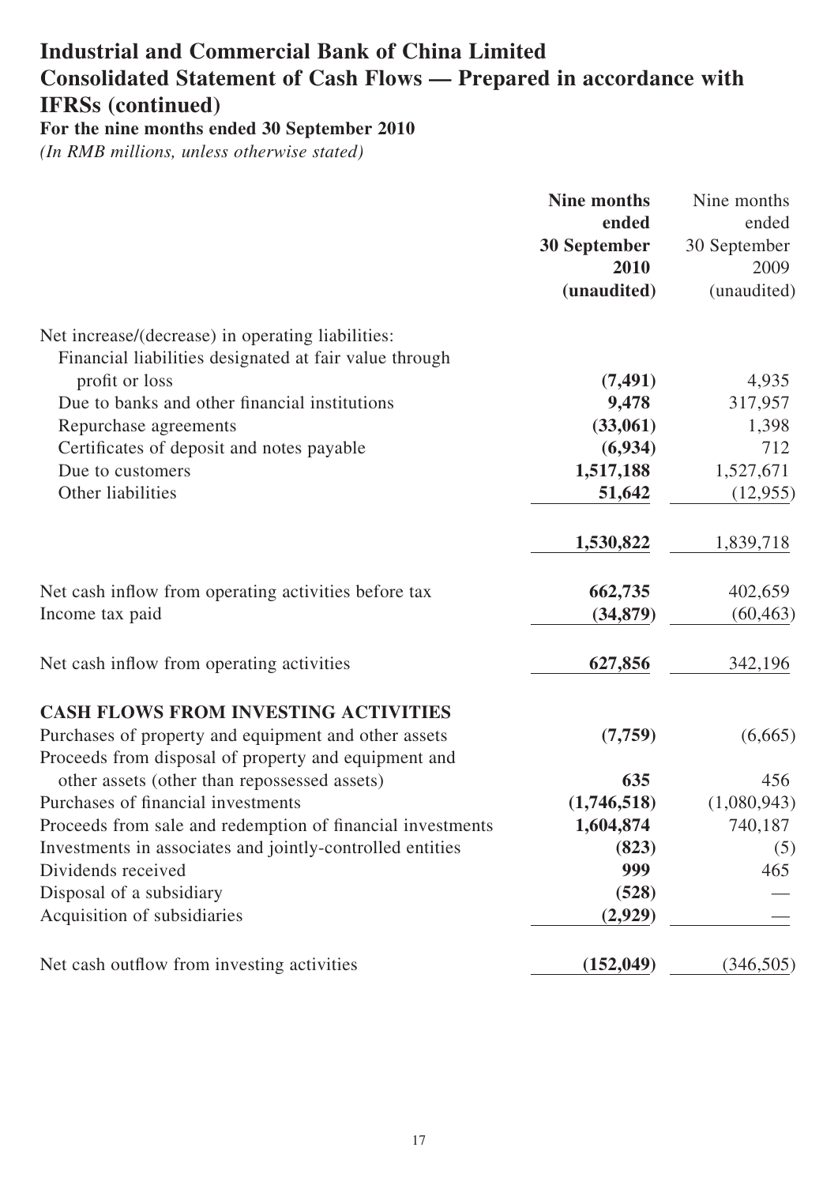# Industrial and Commercial Bank of China Limited
# Consolidated Statement of Cash Flows — Prepared in accordance with IFRSs (continued)

**For the nine months ended 30 September 2010**

*(In RMB millions, unless otherwise stated)*

| | **Nine months ended 30 September 2010 (unaudited)** | Nine months ended 30 September 2009 (unaudited) |
|---|---|---|
| Net increase/(decrease) in operating liabilities: | | |
| Financial liabilities designated at fair value through profit or loss | **(7,491)** | 4,935 |
| Due to banks and other financial institutions | **9,478** | 317,957 |
| Repurchase agreements | **(33,061)** | 1,398 |
| Certificates of deposit and notes payable | **(6,934)** | 712 |
| Due to customers | **1,517,188** | 1,527,671 |
| Other liabilities | **51,642** | (12,955) |
| | **1,530,822** | 1,839,718 |
| Net cash inflow from operating activities before tax | **662,735** | 402,659 |
| Income tax paid | **(34,879)** | (60,463) |
| Net cash inflow from operating activities | **627,856** | 342,196 |
| **CASH FLOWS FROM INVESTING ACTIVITIES** | | |
| Purchases of property and equipment and other assets | **(7,759)** | (6,665) |
| Proceeds from disposal of property and equipment and other assets (other than repossessed assets) | **635** | 456 |
| Purchases of financial investments | **(1,746,518)** | (1,080,943) |
| Proceeds from sale and redemption of financial investments | **1,604,874** | 740,187 |
| Investments in associates and jointly-controlled entities | **(823)** | (5) |
| Dividends received | **999** | 465 |
| Disposal of a subsidiary | **(528)** | — |
| Acquisition of subsidiaries | **(2,929)** | — |
| Net cash outflow from investing activities | **(152,049)** | (346,505) |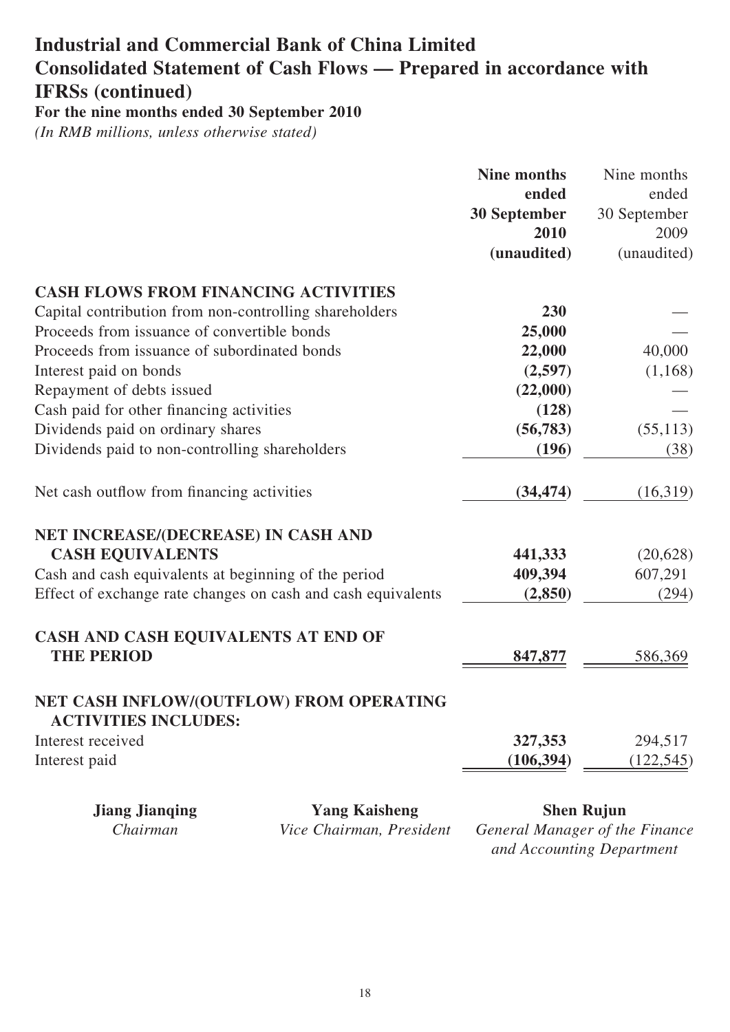# Industrial and Commercial Bank of China Limited
# Consolidated Statement of Cash Flows — Prepared in accordance with IFRSs (continued)

**For the nine months ended 30 September 2010**

*(In RMB millions, unless otherwise stated)*

| | **Nine months ended 30 September 2010 (unaudited)** | Nine months ended 30 September 2009 (unaudited) |
|---|---|---|
| **CASH FLOWS FROM FINANCING ACTIVITIES** | | |
| Capital contribution from non-controlling shareholders | **230** | — |
| Proceeds from issuance of convertible bonds | **25,000** | — |
| Proceeds from issuance of subordinated bonds | **22,000** | 40,000 |
| Interest paid on bonds | **(2,597)** | (1,168) |
| Repayment of debts issued | **(22,000)** | — |
| Cash paid for other financing activities | **(128)** | — |
| Dividends paid on ordinary shares | **(56,783)** | (55,113) |
| Dividends paid to non-controlling shareholders | **(196)** | (38) |
| Net cash outflow from financing activities | **(34,474)** | (16,319) |
| **NET INCREASE/(DECREASE) IN CASH AND CASH EQUIVALENTS** | **441,333** | (20,628) |
| Cash and cash equivalents at beginning of the period | **409,394** | 607,291 |
| Effect of exchange rate changes on cash and cash equivalents | **(2,850)** | (294) |
| **CASH AND CASH EQUIVALENTS AT END OF THE PERIOD** | **847,877** | 586,369 |
| **NET CASH INFLOW/(OUTFLOW) FROM OPERATING ACTIVITIES INCLUDES:** | | |
| Interest received | **327,353** | 294,517 |
| Interest paid | **(106,394)** | (122,545) |

| **Jiang Jianqing** | **Yang Kaisheng** | **Shen Rujun** |
|---|---|---|
| *Chairman* | *Vice Chairman, President* | *General Manager of the Finance and Accounting Department* |